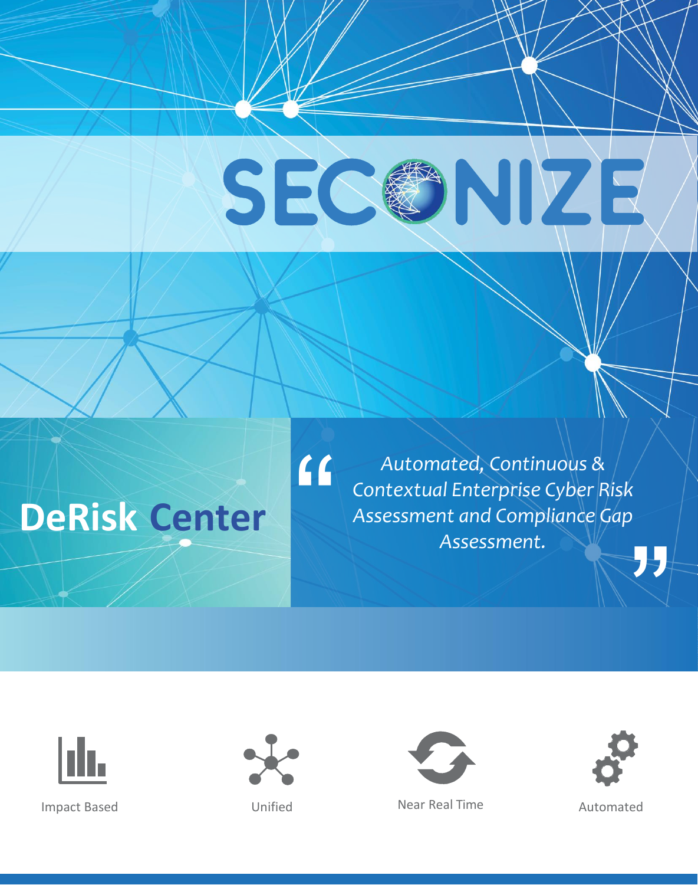# SECONIZE

## DeRisk Center

> *Automated, Continuous & Contextual Enterprise Cyber Risk Assessment and Compliance Gap Assessment.*

Impact Based

Unified

Near Real Time

Automated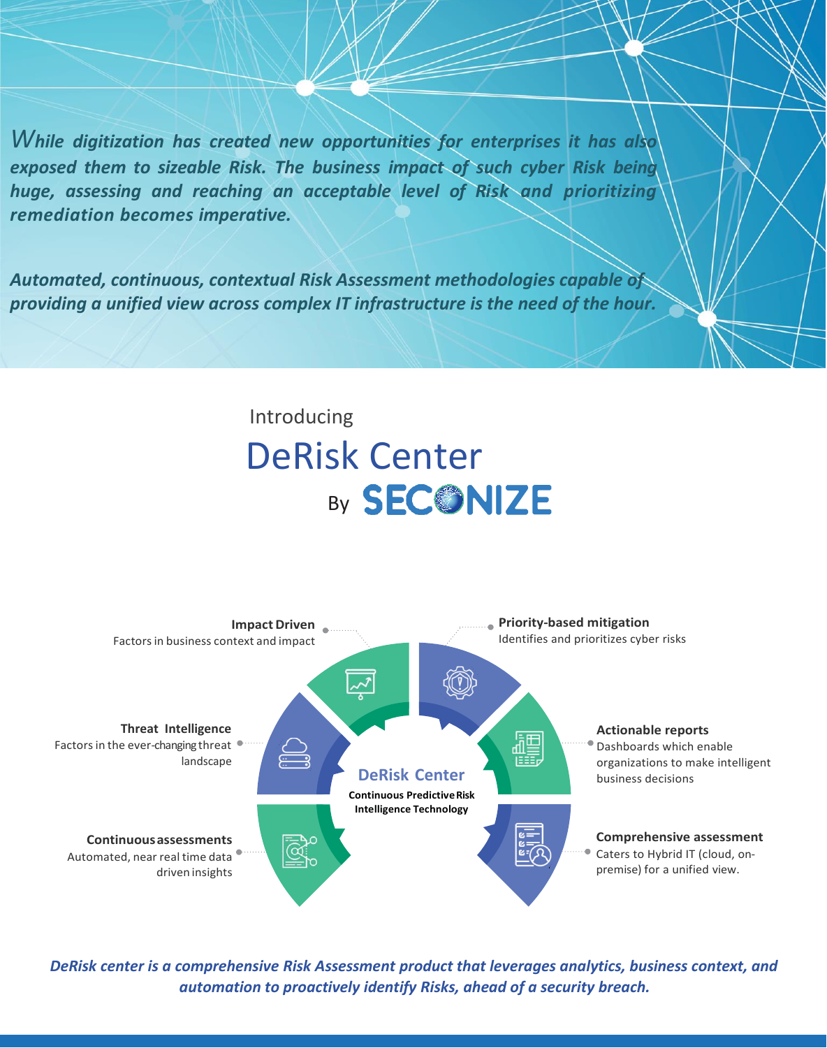*While digitization has created new opportunities for enterprises it has also exposed them to sizeable Risk. The business impact of such cyber Risk being huge, assessing and reaching an acceptable level of Risk and prioritizing remediation becomes imperative.*

***Automated, continuous, contextual Risk Assessment methodologies capable of providing a unified view across complex IT infrastructure is the need of the hour.***

Introducing

# DeRisk Center

By SECONIZE

**Impact Driven**
Factors in business context and impact

**Priority-based mitigation**
Identifies and prioritizes cyber risks

**Threat Intelligence**
Factors in the ever-changing threat landscape

**Actionable reports**
Dashboards which enable organizations to make intelligent business decisions

**DeRisk Center**
**Continuous Predictive Risk Intelligence Technology**

**Continuous assessments**
Automated, near real time data driven insights

**Comprehensive assessment**
Caters to Hybrid IT (cloud, on-premise) for a unified view.

***DeRisk center is a comprehensive Risk Assessment product that leverages analytics, business context, and automation to proactively identify Risks, ahead of a security breach.***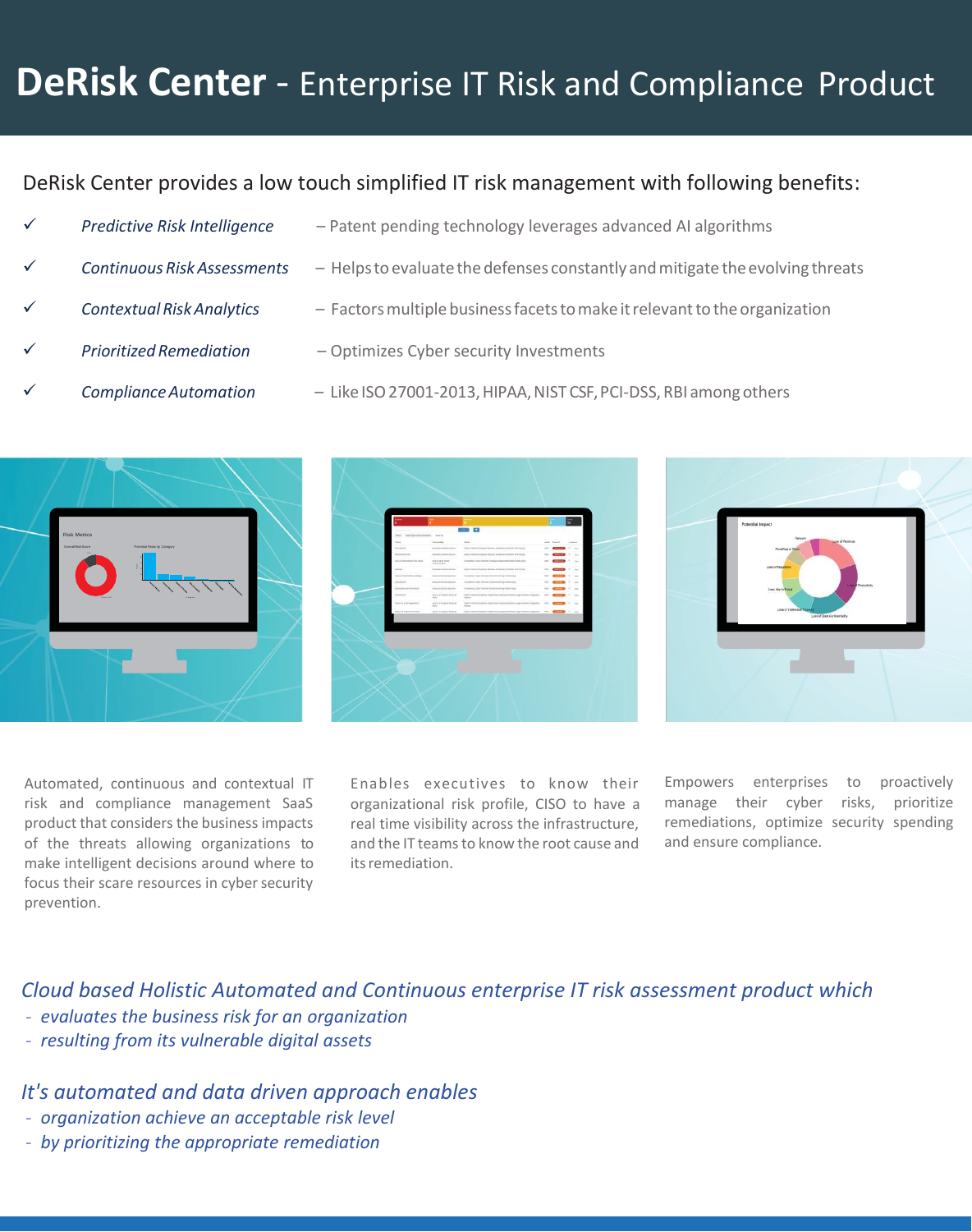# **DeRisk Center** - Enterprise IT Risk and Compliance Product

DeRisk Center provides a low touch simplified IT risk management with following benefits:

- ✓ *Predictive Risk Intelligence* – Patent pending technology leverages advanced AI algorithms
- ✓ *Continuous Risk Assessments* – Helps to evaluate the defenses constantly and mitigate the evolving threats
- ✓ *Contextual Risk Analytics* – Factors multiple business facets to make it relevant to the organization
- ✓ *Prioritized Remediation* – Optimizes Cyber security Investments
- ✓ *Compliance Automation* – Like ISO 27001-2013, HIPAA, NIST CSF, PCI-DSS, RBI among others

Automated, continuous and contextual IT risk and compliance management SaaS product that considers the business impacts of the threats allowing organizations to make intelligent decisions around where to focus their scare resources in cyber security prevention.

Enables executives to know their organizational risk profile, CISO to have a real time visibility across the infrastructure, and the IT teams to know the root cause and its remediation.

Empowers enterprises to proactively manage their cyber risks, prioritize remediations, optimize security spending and ensure compliance.

*Cloud based Holistic Automated and Continuous enterprise IT risk assessment product which*

- *evaluates the business risk for an organization*
- *resulting from its vulnerable digital assets*

*It's automated and data driven approach enables*

- *organization achieve an acceptable risk level*
- *by prioritizing the appropriate remediation*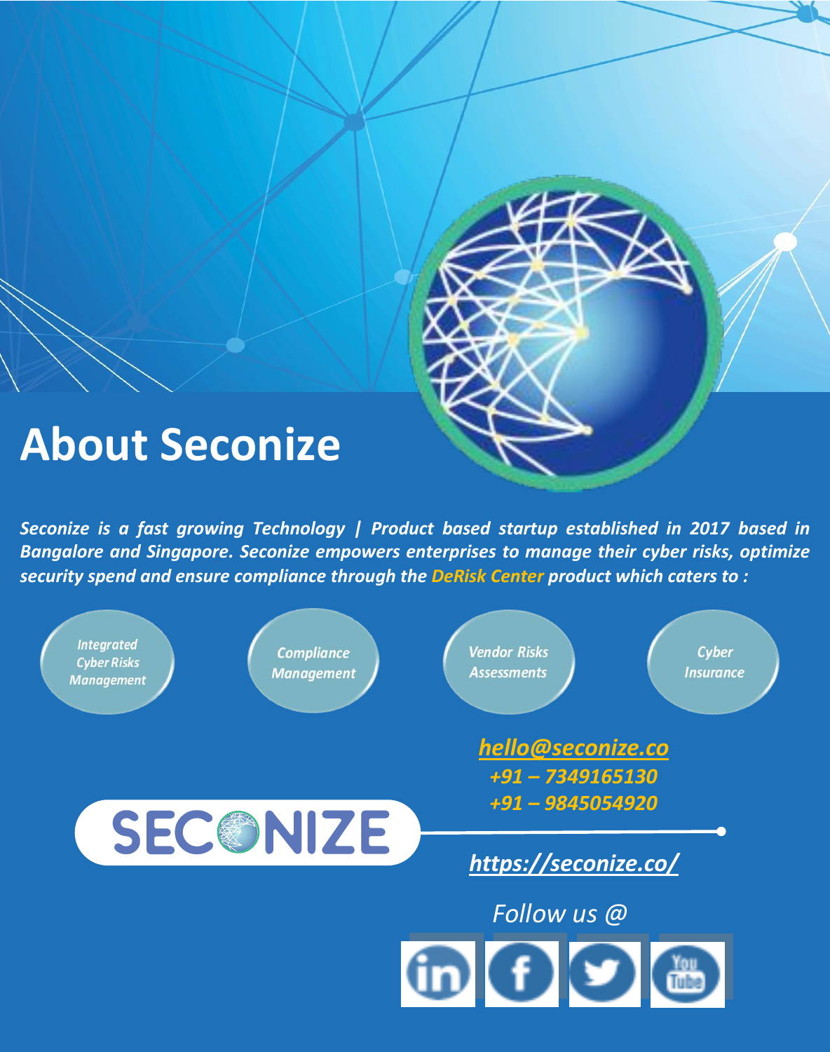# About Seconize

***Seconize is a fast growing Technology | Product based startup established in 2017 based in Bangalore and Singapore. Seconize empowers enterprises to manage their cyber risks, optimize security spend and ensure compliance through the DeRisk Center product which caters to :***

- *Integrated Cyber Risks Management*
- *Compliance Management*
- *Vendor Risks Assessments*
- *Cyber Insurance*

***hello@seconize.co***
***+91 – 7349165130***
***+91 – 9845054920***

SECONIZE

***https://seconize.co/***

*Follow us @*